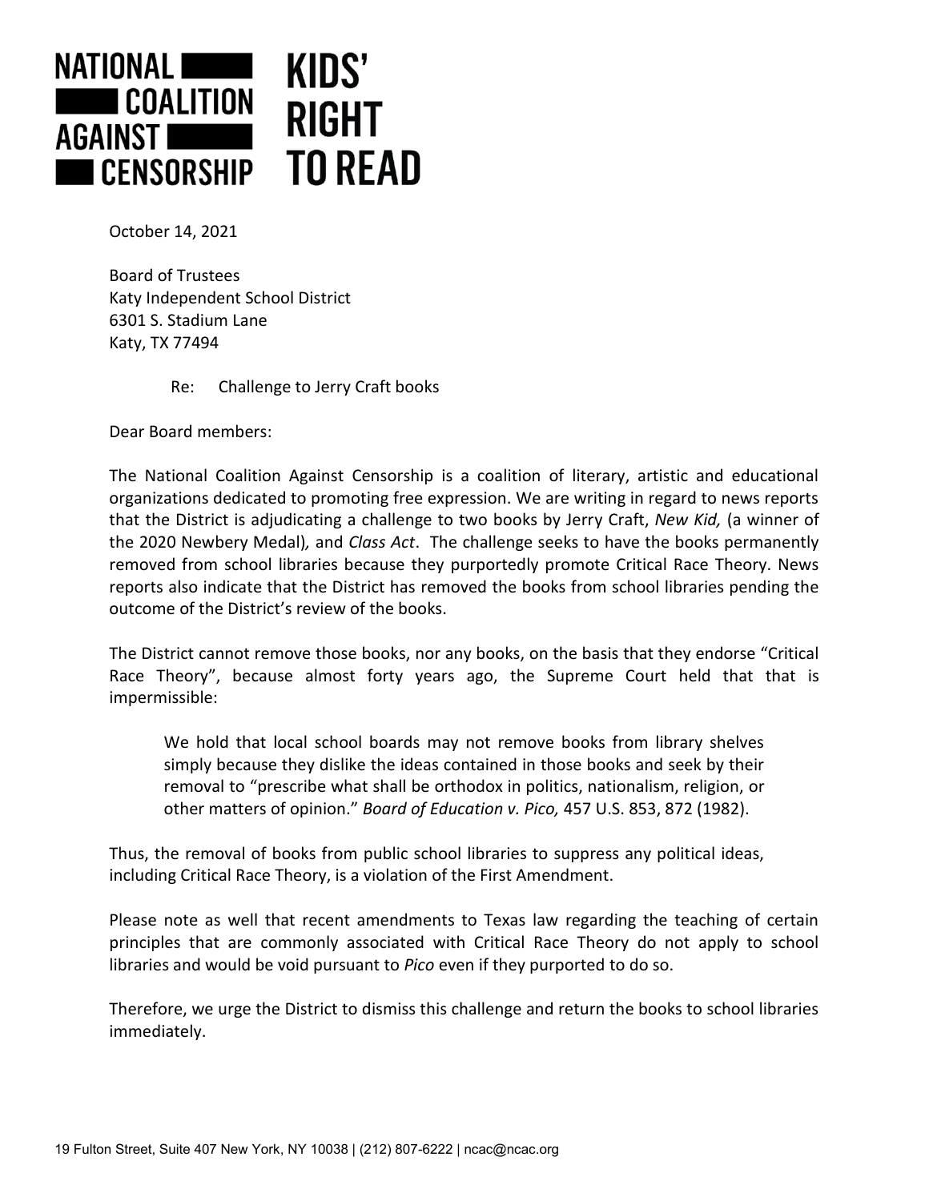**NATIONAL COALITION AGAINST CENSORSHIP** | **KIDS' RIGHT TO READ**

October 14, 2021

Board of Trustees
Katy Independent School District
6301 S. Stadium Lane
Katy, TX 77494

Re: Challenge to Jerry Craft books

Dear Board members:

The National Coalition Against Censorship is a coalition of literary, artistic and educational organizations dedicated to promoting free expression. We are writing in regard to news reports that the District is adjudicating a challenge to two books by Jerry Craft, *New Kid,* (a winner of the 2020 Newbery Medal)*,* and *Class Act*. The challenge seeks to have the books permanently removed from school libraries because they purportedly promote Critical Race Theory. News reports also indicate that the District has removed the books from school libraries pending the outcome of the District's review of the books.

The District cannot remove those books, nor any books, on the basis that they endorse "Critical Race Theory", because almost forty years ago, the Supreme Court held that that is impermissible:

> We hold that local school boards may not remove books from library shelves simply because they dislike the ideas contained in those books and seek by their removal to "prescribe what shall be orthodox in politics, nationalism, religion, or other matters of opinion." *Board of Education v. Pico,* 457 U.S. 853, 872 (1982).

Thus, the removal of books from public school libraries to suppress any political ideas, including Critical Race Theory, is a violation of the First Amendment.

Please note as well that recent amendments to Texas law regarding the teaching of certain principles that are commonly associated with Critical Race Theory do not apply to school libraries and would be void pursuant to *Pico* even if they purported to do so.

Therefore, we urge the District to dismiss this challenge and return the books to school libraries immediately.

19 Fulton Street, Suite 407 New York, NY 10038 | (212) 807-6222 | ncac@ncac.org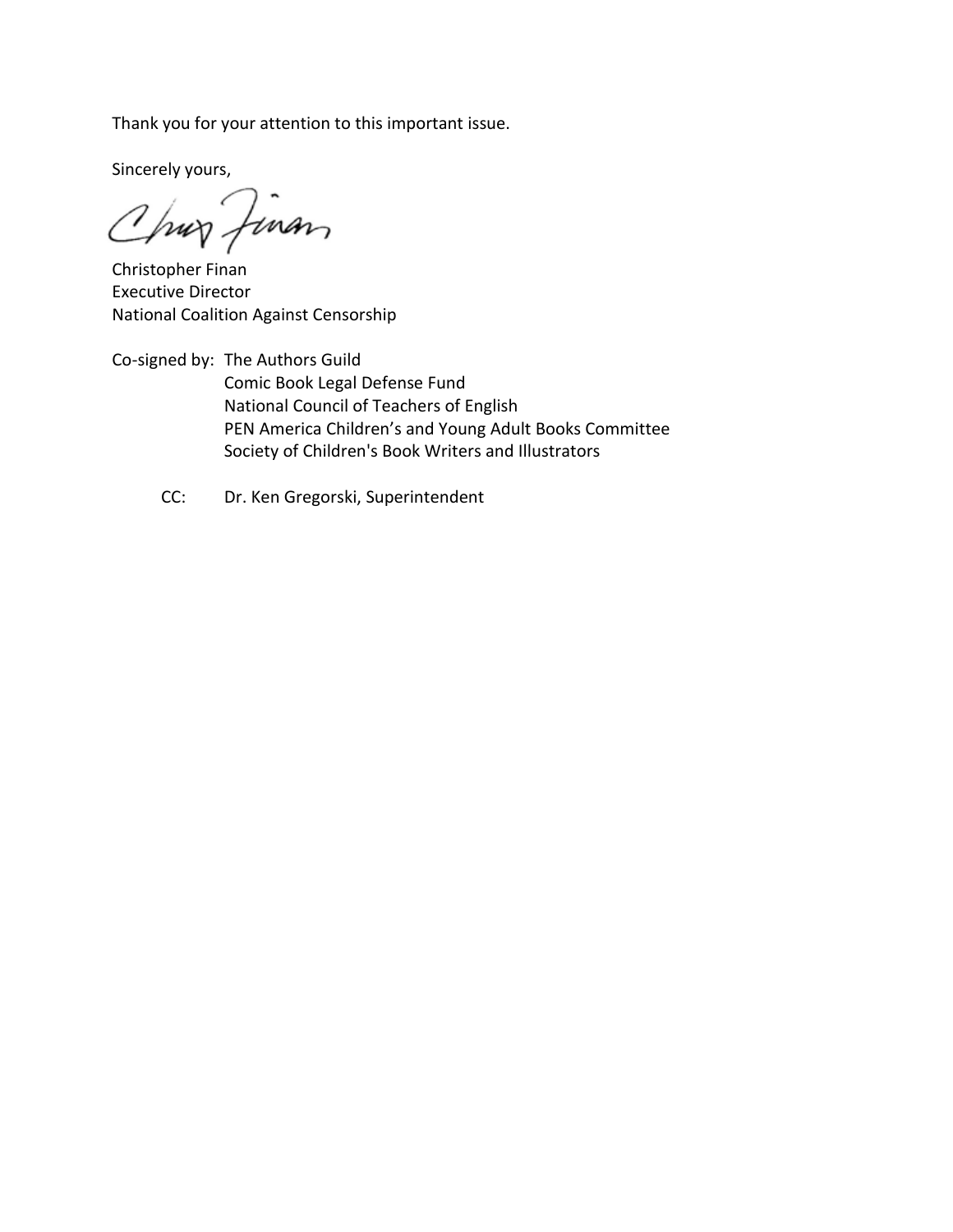Thank you for your attention to this important issue.

Sincerely yours,

Christopher Finan
Executive Director
National Coalition Against Censorship

Co-signed by: The Authors Guild
Comic Book Legal Defense Fund
National Council of Teachers of English
PEN America Children's and Young Adult Books Committee
Society of Children's Book Writers and Illustrators

CC: Dr. Ken Gregorski, Superintendent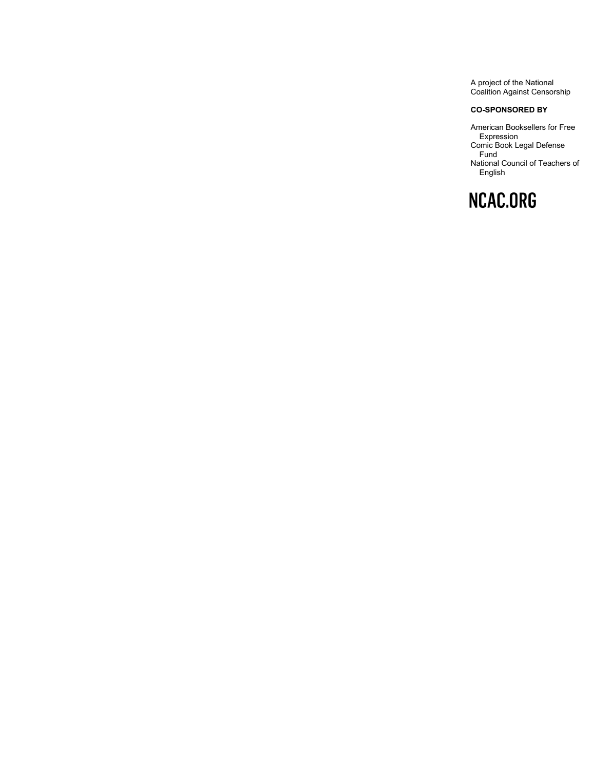A project of the National Coalition Against Censorship

**CO-SPONSORED BY**

American Booksellers for Free Expression
Comic Book Legal Defense Fund
National Council of Teachers of English

**NCAC.ORG**